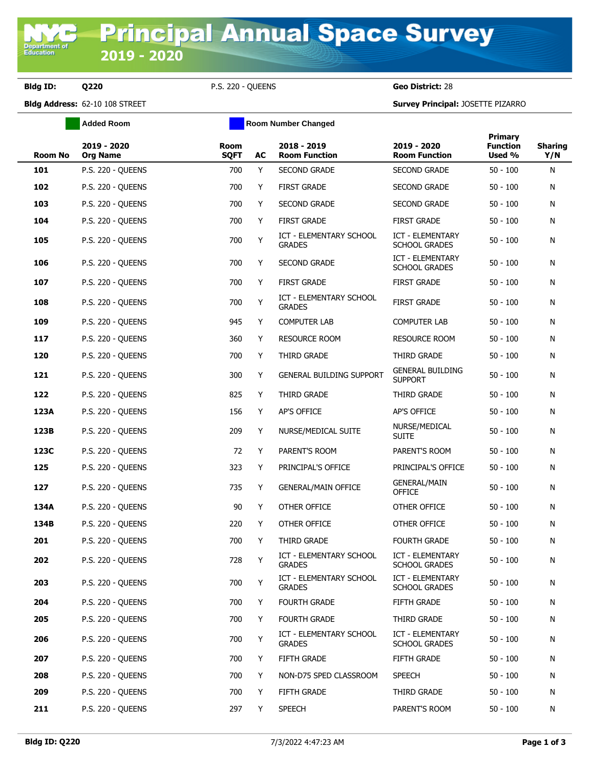# Principal Annual Space Survey 2019 - 2020

**Bldg ID:** Q220 P.S. 220 - QUEENS **Geo District:** 28

**Bldg Address:** 62-10 108 STREET **Survey Principal:** JOSETTE PIZARRO

Added Room | Room Number Changed

| Room No | 2019 - 2020 Org Name | Room SQFT | AC | 2018 - 2019 Room Function | 2019 - 2020 Room Function | Primary Function Used % | Sharing Y/N |
|---|---|---|---|---|---|---|---|
| 101 | P.S. 220 - QUEENS | 700 | Y | SECOND GRADE | SECOND GRADE | 50 - 100 | N |
| 102 | P.S. 220 - QUEENS | 700 | Y | FIRST GRADE | SECOND GRADE | 50 - 100 | N |
| 103 | P.S. 220 - QUEENS | 700 | Y | SECOND GRADE | SECOND GRADE | 50 - 100 | N |
| 104 | P.S. 220 - QUEENS | 700 | Y | FIRST GRADE | FIRST GRADE | 50 - 100 | N |
| 105 | P.S. 220 - QUEENS | 700 | Y | ICT - ELEMENTARY SCHOOL GRADES | ICT - ELEMENTARY SCHOOL GRADES | 50 - 100 | N |
| 106 | P.S. 220 - QUEENS | 700 | Y | SECOND GRADE | ICT - ELEMENTARY SCHOOL GRADES | 50 - 100 | N |
| 107 | P.S. 220 - QUEENS | 700 | Y | FIRST GRADE | FIRST GRADE | 50 - 100 | N |
| 108 | P.S. 220 - QUEENS | 700 | Y | ICT - ELEMENTARY SCHOOL GRADES | FIRST GRADE | 50 - 100 | N |
| 109 | P.S. 220 - QUEENS | 945 | Y | COMPUTER LAB | COMPUTER LAB | 50 - 100 | N |
| 117 | P.S. 220 - QUEENS | 360 | Y | RESOURCE ROOM | RESOURCE ROOM | 50 - 100 | N |
| 120 | P.S. 220 - QUEENS | 700 | Y | THIRD GRADE | THIRD GRADE | 50 - 100 | N |
| 121 | P.S. 220 - QUEENS | 300 | Y | GENERAL BUILDING SUPPORT | GENERAL BUILDING SUPPORT | 50 - 100 | N |
| 122 | P.S. 220 - QUEENS | 825 | Y | THIRD GRADE | THIRD GRADE | 50 - 100 | N |
| 123A | P.S. 220 - QUEENS | 156 | Y | AP'S OFFICE | AP'S OFFICE | 50 - 100 | N |
| 123B | P.S. 220 - QUEENS | 209 | Y | NURSE/MEDICAL SUITE | NURSE/MEDICAL SUITE | 50 - 100 | N |
| 123C | P.S. 220 - QUEENS | 72 | Y | PARENT'S ROOM | PARENT'S ROOM | 50 - 100 | N |
| 125 | P.S. 220 - QUEENS | 323 | Y | PRINCIPAL'S OFFICE | PRINCIPAL'S OFFICE | 50 - 100 | N |
| 127 | P.S. 220 - QUEENS | 735 | Y | GENERAL/MAIN OFFICE | GENERAL/MAIN OFFICE | 50 - 100 | N |
| 134A | P.S. 220 - QUEENS | 90 | Y | OTHER OFFICE | OTHER OFFICE | 50 - 100 | N |
| 134B | P.S. 220 - QUEENS | 220 | Y | OTHER OFFICE | OTHER OFFICE | 50 - 100 | N |
| 201 | P.S. 220 - QUEENS | 700 | Y | THIRD GRADE | FOURTH GRADE | 50 - 100 | N |
| 202 | P.S. 220 - QUEENS | 728 | Y | ICT - ELEMENTARY SCHOOL GRADES | ICT - ELEMENTARY SCHOOL GRADES | 50 - 100 | N |
| 203 | P.S. 220 - QUEENS | 700 | Y | ICT - ELEMENTARY SCHOOL GRADES | ICT - ELEMENTARY SCHOOL GRADES | 50 - 100 | N |
| 204 | P.S. 220 - QUEENS | 700 | Y | FOURTH GRADE | FIFTH GRADE | 50 - 100 | N |
| 205 | P.S. 220 - QUEENS | 700 | Y | FOURTH GRADE | THIRD GRADE | 50 - 100 | N |
| 206 | P.S. 220 - QUEENS | 700 | Y | ICT - ELEMENTARY SCHOOL GRADES | ICT - ELEMENTARY SCHOOL GRADES | 50 - 100 | N |
| 207 | P.S. 220 - QUEENS | 700 | Y | FIFTH GRADE | FIFTH GRADE | 50 - 100 | N |
| 208 | P.S. 220 - QUEENS | 700 | Y | NON-D75 SPED CLASSROOM | SPEECH | 50 - 100 | N |
| 209 | P.S. 220 - QUEENS | 700 | Y | FIFTH GRADE | THIRD GRADE | 50 - 100 | N |
| 211 | P.S. 220 - QUEENS | 297 | Y | SPEECH | PARENT'S ROOM | 50 - 100 | N |

Bldg ID: Q220 7/3/2022 4:47:23 AM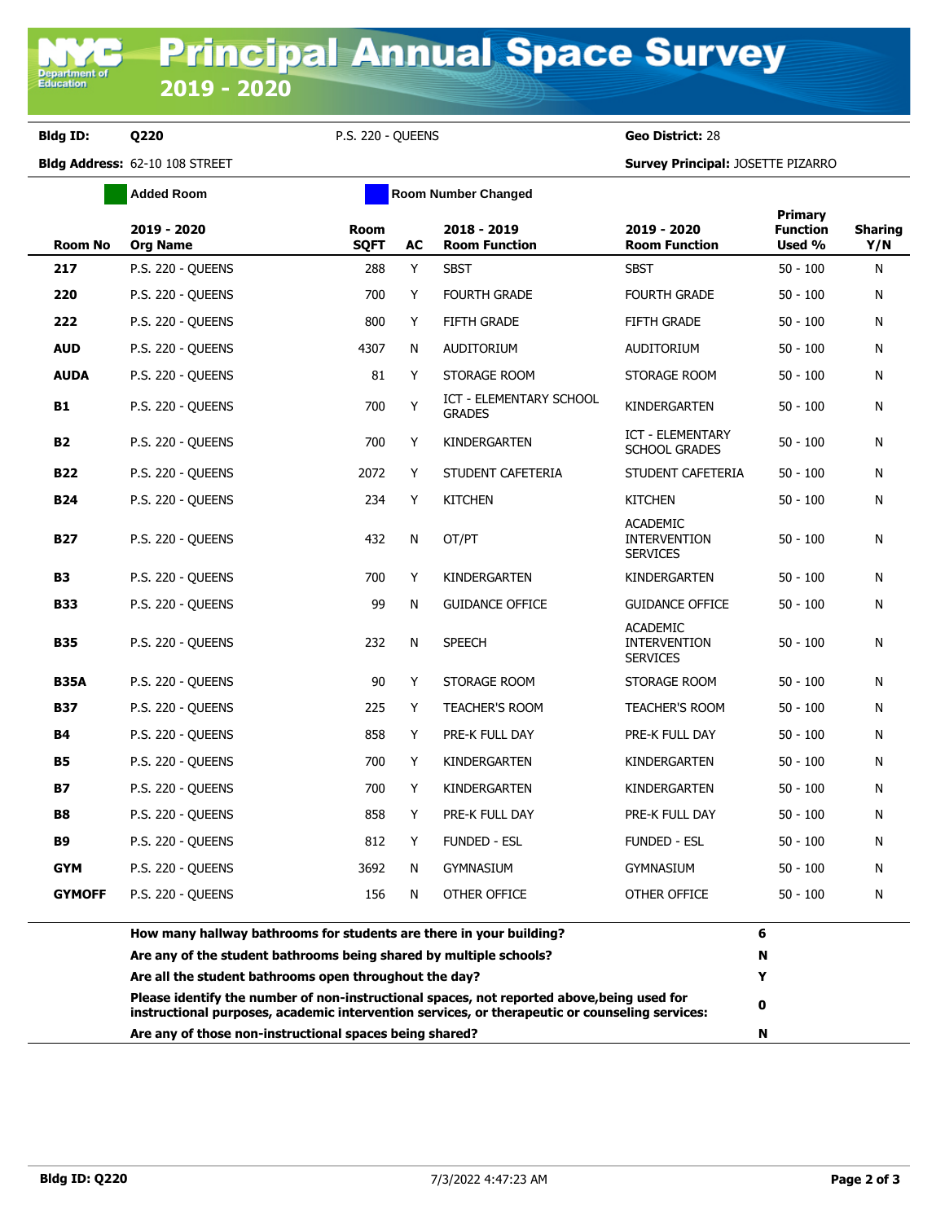# Principal Annual Space Survey

## 2019 - 2020

**Bldg ID:** **Q220** P.S. 220 - QUEENS **Geo District:** 28

**Bldg Address:** 62-10 108 STREET **Survey Principal:** JOSETTE PIZARRO

Added Room | Room Number Changed

| Room No | 2019 - 2020 Org Name | Room SQFT | AC | 2018 - 2019 Room Function | 2019 - 2020 Room Function | Primary Function Used % | Sharing Y/N |
|---|---|---|---|---|---|---|---|
| **217** | P.S. 220 - QUEENS | 288 | Y | SBST | SBST | 50 - 100 | N |
| **220** | P.S. 220 - QUEENS | 700 | Y | FOURTH GRADE | FOURTH GRADE | 50 - 100 | N |
| **222** | P.S. 220 - QUEENS | 800 | Y | FIFTH GRADE | FIFTH GRADE | 50 - 100 | N |
| **AUD** | P.S. 220 - QUEENS | 4307 | N | AUDITORIUM | AUDITORIUM | 50 - 100 | N |
| **AUDA** | P.S. 220 - QUEENS | 81 | Y | STORAGE ROOM | STORAGE ROOM | 50 - 100 | N |
| **B1** | P.S. 220 - QUEENS | 700 | Y | ICT - ELEMENTARY SCHOOL GRADES | KINDERGARTEN | 50 - 100 | N |
| **B2** | P.S. 220 - QUEENS | 700 | Y | KINDERGARTEN | ICT - ELEMENTARY SCHOOL GRADES | 50 - 100 | N |
| **B22** | P.S. 220 - QUEENS | 2072 | Y | STUDENT CAFETERIA | STUDENT CAFETERIA | 50 - 100 | N |
| **B24** | P.S. 220 - QUEENS | 234 | Y | KITCHEN | KITCHEN | 50 - 100 | N |
| **B27** | P.S. 220 - QUEENS | 432 | N | OT/PT | ACADEMIC INTERVENTION SERVICES | 50 - 100 | N |
| **B3** | P.S. 220 - QUEENS | 700 | Y | KINDERGARTEN | KINDERGARTEN | 50 - 100 | N |
| **B33** | P.S. 220 - QUEENS | 99 | N | GUIDANCE OFFICE | GUIDANCE OFFICE | 50 - 100 | N |
| **B35** | P.S. 220 - QUEENS | 232 | N | SPEECH | ACADEMIC INTERVENTION SERVICES | 50 - 100 | N |
| **B35A** | P.S. 220 - QUEENS | 90 | Y | STORAGE ROOM | STORAGE ROOM | 50 - 100 | N |
| **B37** | P.S. 220 - QUEENS | 225 | Y | TEACHER'S ROOM | TEACHER'S ROOM | 50 - 100 | N |
| **B4** | P.S. 220 - QUEENS | 858 | Y | PRE-K FULL DAY | PRE-K FULL DAY | 50 - 100 | N |
| **B5** | P.S. 220 - QUEENS | 700 | Y | KINDERGARTEN | KINDERGARTEN | 50 - 100 | N |
| **B7** | P.S. 220 - QUEENS | 700 | Y | KINDERGARTEN | KINDERGARTEN | 50 - 100 | N |
| **B8** | P.S. 220 - QUEENS | 858 | Y | PRE-K FULL DAY | PRE-K FULL DAY | 50 - 100 | N |
| **B9** | P.S. 220 - QUEENS | 812 | Y | FUNDED - ESL | FUNDED - ESL | 50 - 100 | N |
| **GYM** | P.S. 220 - QUEENS | 3692 | N | GYMNASIUM | GYMNASIUM | 50 - 100 | N |
| **GYMOFF** | P.S. 220 - QUEENS | 156 | N | OTHER OFFICE | OTHER OFFICE | 50 - 100 | N |

| Question | Answer |
|---|---|
| **How many hallway bathrooms for students are there in your building?** | **6** |
| **Are any of the student bathrooms being shared by multiple schools?** | **N** |
| **Are all the student bathrooms open throughout the day?** | **Y** |
| **Please identify the number of non-instructional spaces, not reported above,being used for instructional purposes, academic intervention services, or therapeutic or counseling services:** | **0** |
| **Are any of those non-instructional spaces being shared?** | **N** |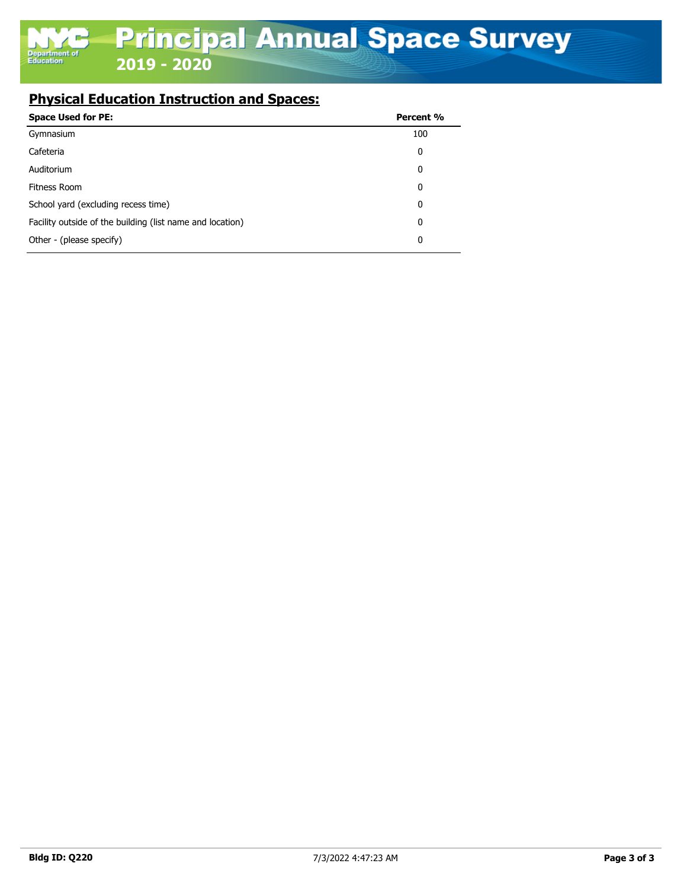# Principal Annual Space Survey

## 2019 - 2020

## Physical Education Instruction and Spaces:

| Space Used for PE: | Percent % |
| --- | --- |
| Gymnasium | 100 |
| Cafeteria | 0 |
| Auditorium | 0 |
| Fitness Room | 0 |
| School yard (excluding recess time) | 0 |
| Facility outside of the building (list name and location) | 0 |
| Other - (please specify) | 0 |

**Bldg ID: Q220** 7/3/2022 4:47:23 AM